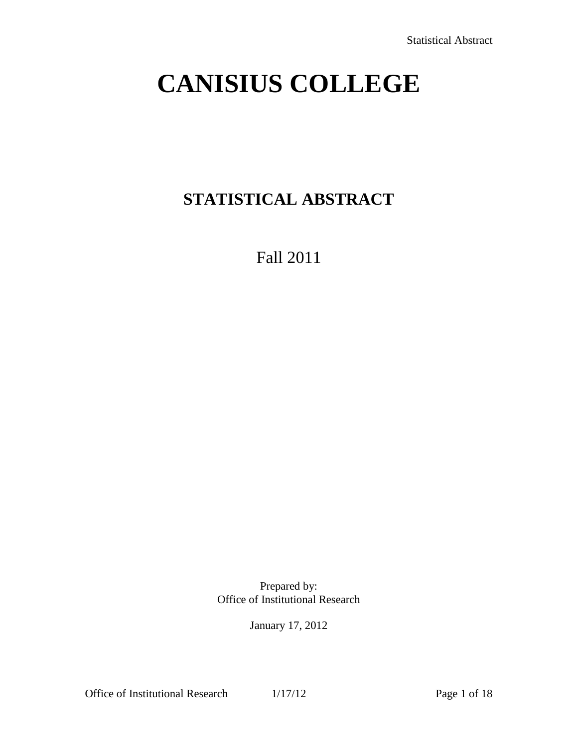# CANISIUS COLLEGE

## STATISTICAL ABSTRACT

Fall 2011

Prepared by:
Office of Institutional Research

January 17, 2012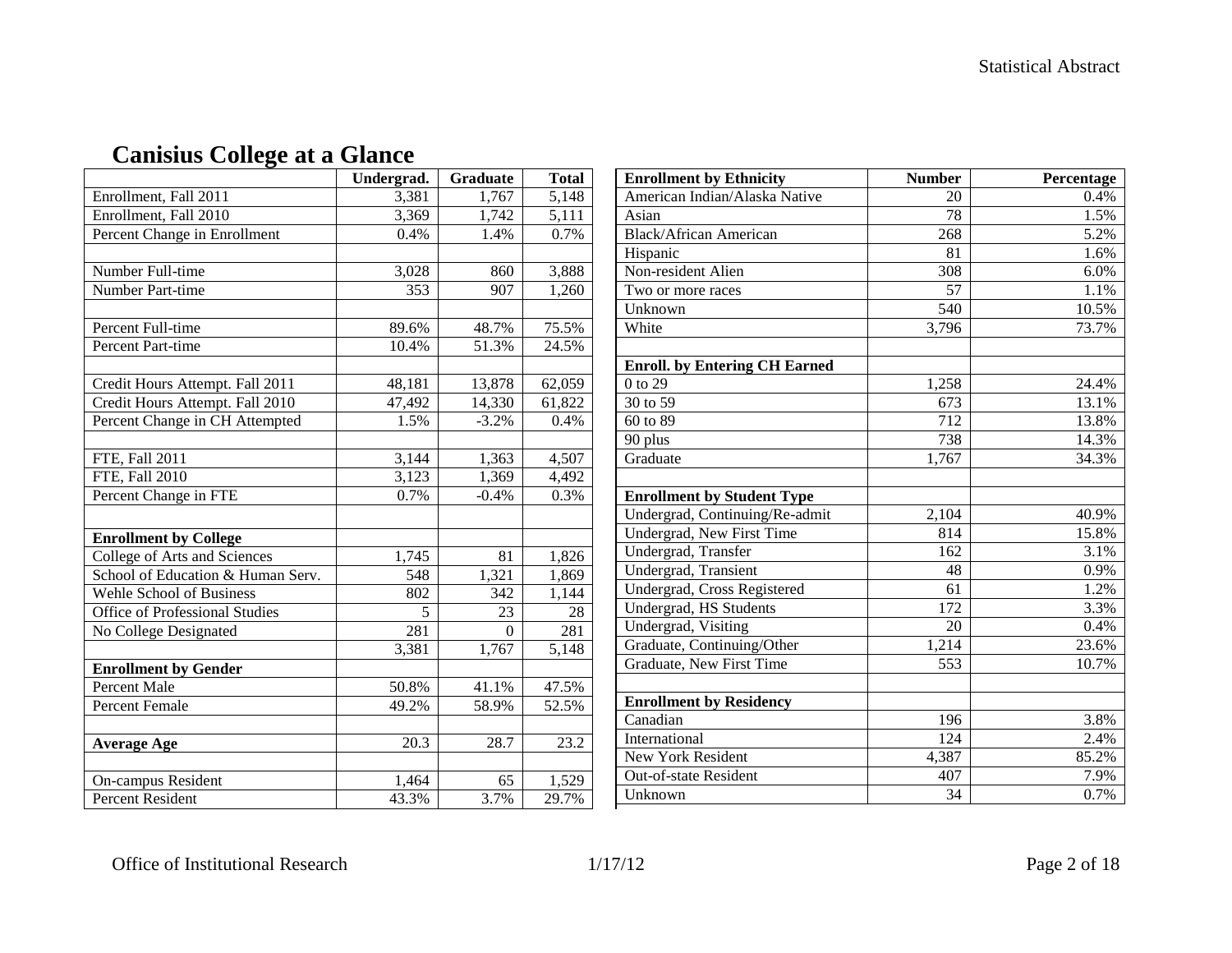# Canisius College at a Glance

| | Undergrad. | Graduate | Total |
|---|---|---|---|
| Enrollment, Fall 2011 | 3,381 | 1,767 | 5,148 |
| Enrollment, Fall 2010 | 3,369 | 1,742 | 5,111 |
| Percent Change in Enrollment | 0.4% | 1.4% | 0.7% |
| | | | |
| Number Full-time | 3,028 | 860 | 3,888 |
| Number Part-time | 353 | 907 | 1,260 |
| | | | |
| Percent Full-time | 89.6% | 48.7% | 75.5% |
| Percent Part-time | 10.4% | 51.3% | 24.5% |
| | | | |
| Credit Hours Attempt. Fall 2011 | 48,181 | 13,878 | 62,059 |
| Credit Hours Attempt. Fall 2010 | 47,492 | 14,330 | 61,822 |
| Percent Change in CH Attempted | 1.5% | -3.2% | 0.4% |
| | | | |
| FTE, Fall 2011 | 3,144 | 1,363 | 4,507 |
| FTE, Fall 2010 | 3,123 | 1,369 | 4,492 |
| Percent Change in FTE | 0.7% | -0.4% | 0.3% |
| | | | |
| **Enrollment by College** | | | |
| College of Arts and Sciences | 1,745 | 81 | 1,826 |
| School of Education & Human Serv. | 548 | 1,321 | 1,869 |
| Wehle School of Business | 802 | 342 | 1,144 |
| Office of Professional Studies | 5 | 23 | 28 |
| No College Designated | 281 | 0 | 281 |
| | 3,381 | 1,767 | 5,148 |
| **Enrollment by Gender** | | | |
| Percent Male | 50.8% | 41.1% | 47.5% |
| Percent Female | 49.2% | 58.9% | 52.5% |
| | | | |
| **Average Age** | 20.3 | 28.7 | 23.2 |
| | | | |
| On-campus Resident | 1,464 | 65 | 1,529 |
| Percent Resident | 43.3% | 3.7% | 29.7% |

| Enrollment by Ethnicity | Number | Percentage |
|---|---|---|
| American Indian/Alaska Native | 20 | 0.4% |
| Asian | 78 | 1.5% |
| Black/African American | 268 | 5.2% |
| Hispanic | 81 | 1.6% |
| Non-resident Alien | 308 | 6.0% |
| Two or more races | 57 | 1.1% |
| Unknown | 540 | 10.5% |
| White | 3,796 | 73.7% |
| | | |
| **Enroll. by Entering CH Earned** | | |
| 0 to 29 | 1,258 | 24.4% |
| 30 to 59 | 673 | 13.1% |
| 60 to 89 | 712 | 13.8% |
| 90 plus | 738 | 14.3% |
| Graduate | 1,767 | 34.3% |
| | | |
| **Enrollment by Student Type** | | |
| Undergrad, Continuing/Re-admit | 2,104 | 40.9% |
| Undergrad, New First Time | 814 | 15.8% |
| Undergrad, Transfer | 162 | 3.1% |
| Undergrad, Transient | 48 | 0.9% |
| Undergrad, Cross Registered | 61 | 1.2% |
| Undergrad, HS Students | 172 | 3.3% |
| Undergrad, Visiting | 20 | 0.4% |
| Graduate, Continuing/Other | 1,214 | 23.6% |
| Graduate, New First Time | 553 | 10.7% |
| | | |
| **Enrollment by Residency** | | |
| Canadian | 196 | 3.8% |
| International | 124 | 2.4% |
| New York Resident | 4,387 | 85.2% |
| Out-of-state Resident | 407 | 7.9% |
| Unknown | 34 | 0.7% |

Office of Institutional Research 1/17/12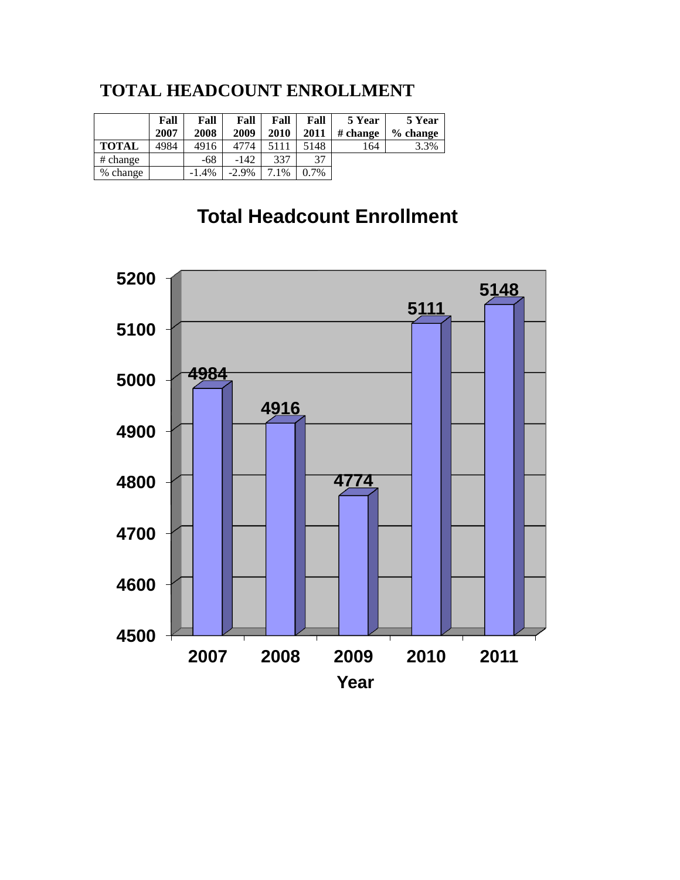# TOTAL HEADCOUNT ENROLLMENT

| | Fall 2007 | Fall 2008 | Fall 2009 | Fall 2010 | Fall 2011 | 5 Year # change | 5 Year % change |
|---|---|---|---|---|---|---|---|
| **TOTAL** | 4984 | 4916 | 4774 | 5111 | 5148 | 164 | 3.3% |
| # change | | -68 | -142 | 337 | 37 | | |
| % change | | -1.4% | -2.9% | 7.1% | 0.7% | | |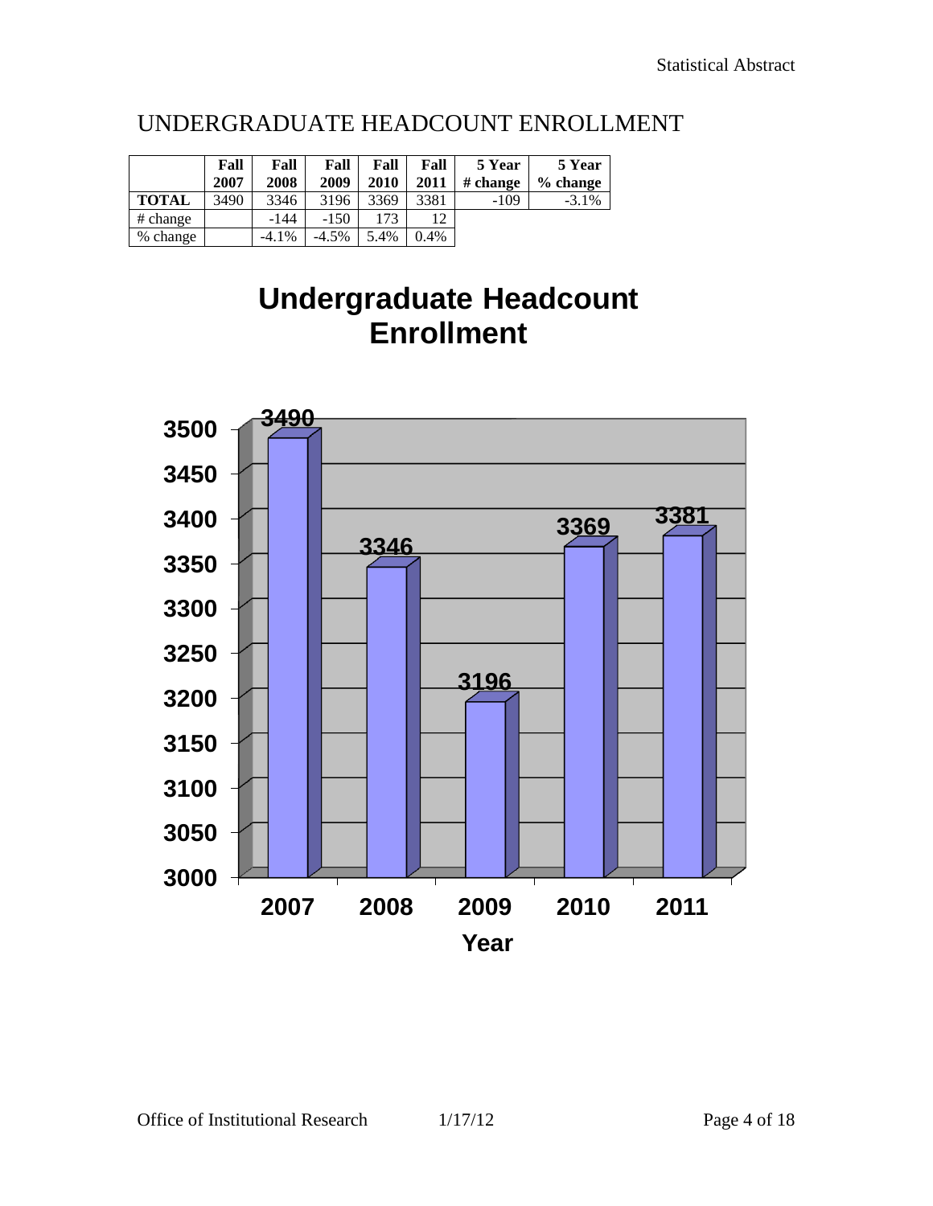# UNDERGRADUATE HEADCOUNT ENROLLMENT

| | Fall 2007 | Fall 2008 | Fall 2009 | Fall 2010 | Fall 2011 | 5 Year # change | 5 Year % change |
|---|---|---|---|---|---|---|---|
| **TOTAL** | 3490 | 3346 | 3196 | 3369 | 3381 | -109 | -3.1% |
| # change | | -144 | -150 | 173 | 12 | | |
| % change | | -4.1% | -4.5% | 5.4% | 0.4% | | |

## Undergraduate Headcount Enrollment

| Year | Enrollment |
|---|---|
| 2007 | 3490 |
| 2008 | 3346 |
| 2009 | 3196 |
| 2010 | 3369 |
| 2011 | 3381 |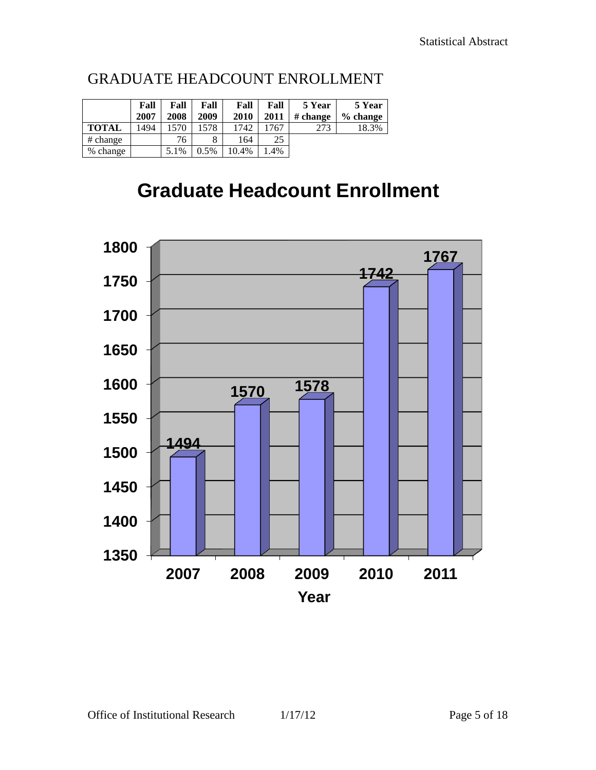# GRADUATE HEADCOUNT ENROLLMENT

| | Fall 2007 | Fall 2008 | Fall 2009 | Fall 2010 | Fall 2011 | 5 Year # change | 5 Year % change |
|---|---|---|---|---|---|---|---|
| **TOTAL** | 1494 | 1570 | 1578 | 1742 | 1767 | 273 | 18.3% |
| # change | | 76 | 8 | 164 | 25 | | |
| % change | | 5.1% | 0.5% | 10.4% | 1.4% | | |

## Graduate Headcount Enrollment

| Year | Enrollment |
|---|---|
| 2007 | 1494 |
| 2008 | 1570 |
| 2009 | 1578 |
| 2010 | 1742 |
| 2011 | 1767 |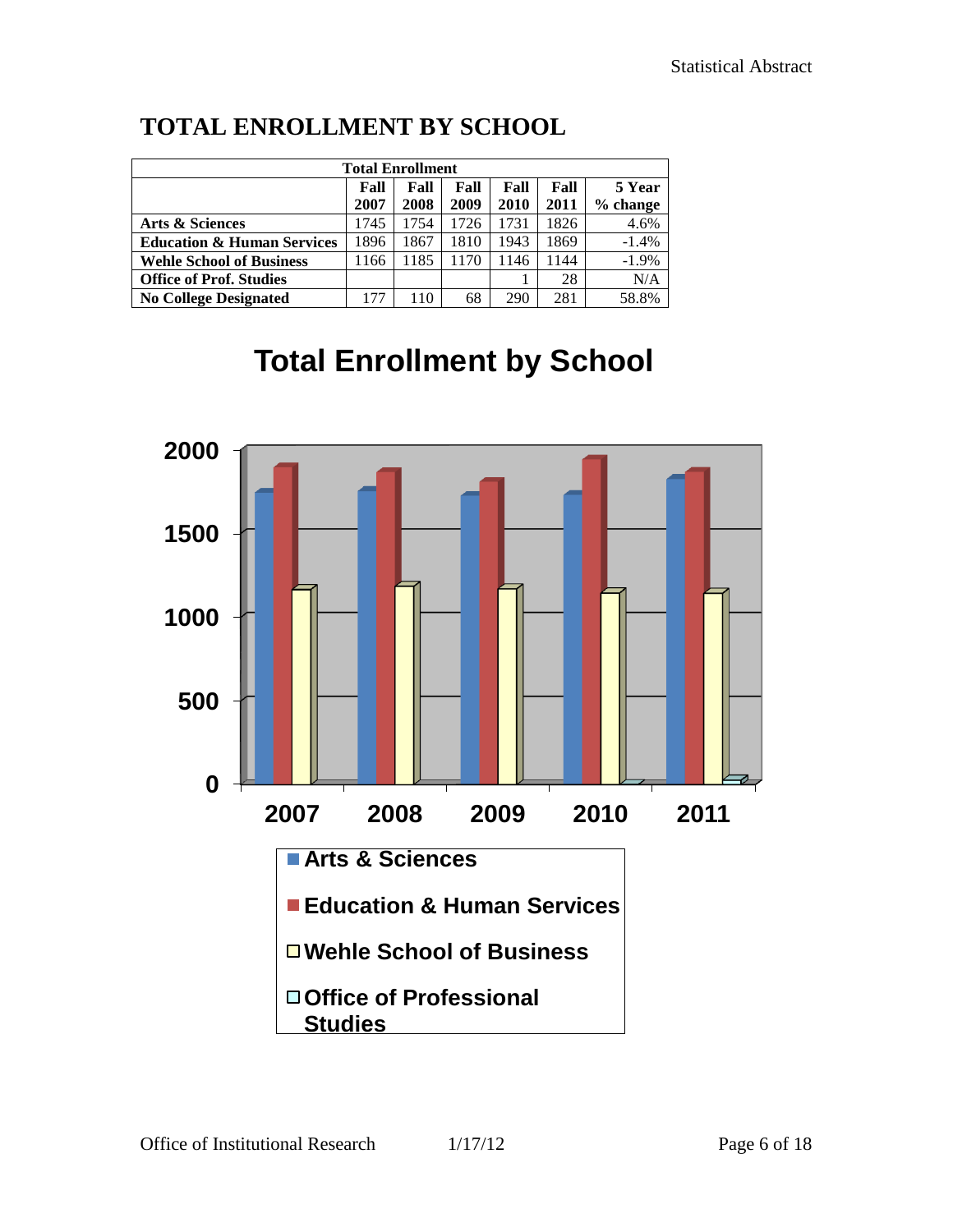# TOTAL ENROLLMENT BY SCHOOL

| Total Enrollment | | | | | | |
|---|---|---|---|---|---|---|
| | Fall 2007 | Fall 2008 | Fall 2009 | Fall 2010 | Fall 2011 | 5 Year % change |
| **Arts & Sciences** | 1745 | 1754 | 1726 | 1731 | 1826 | 4.6% |
| **Education & Human Services** | 1896 | 1867 | 1810 | 1943 | 1869 | -1.4% |
| **Wehle School of Business** | 1166 | 1185 | 1170 | 1146 | 1144 | -1.9% |
| **Office of Prof. Studies** | | | | 1 | 28 | N/A |
| **No College Designated** | 177 | 110 | 68 | 290 | 281 | 58.8% |

## Total Enrollment by School

(Chart: Arts & Sciences; Education & Human Services; Wehle School of Business; Office of Professional Studies — 2007, 2008, 2009, 2010, 2011; y-axis 0–2000)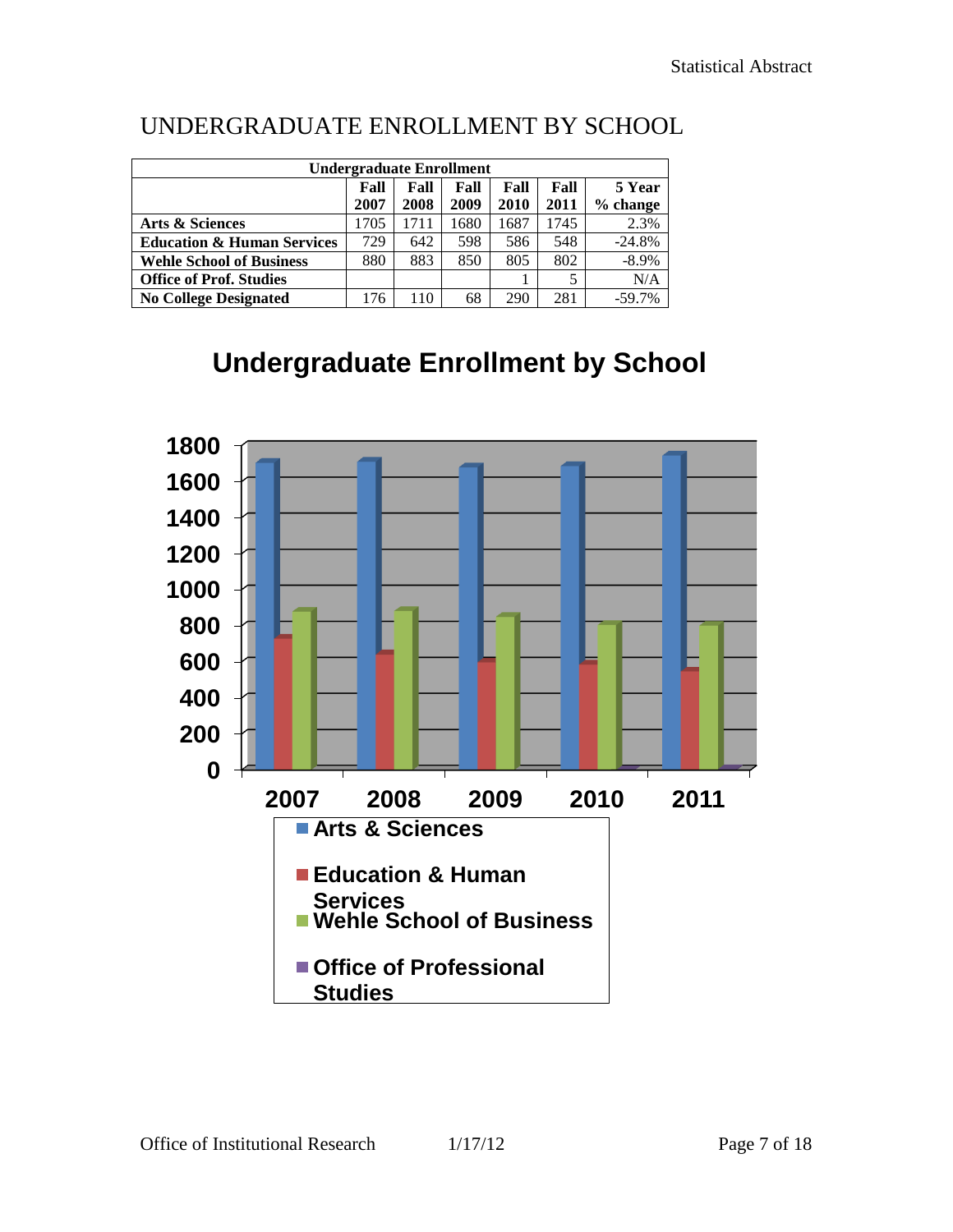# UNDERGRADUATE ENROLLMENT BY SCHOOL

| Undergraduate Enrollment | | | | | | |
|---|---|---|---|---|---|---|
| | Fall 2007 | Fall 2008 | Fall 2009 | Fall 2010 | Fall 2011 | 5 Year % change |
| **Arts & Sciences** | 1705 | 1711 | 1680 | 1687 | 1745 | 2.3% |
| **Education & Human Services** | 729 | 642 | 598 | 586 | 548 | -24.8% |
| **Wehle School of Business** | 880 | 883 | 850 | 805 | 802 | -8.9% |
| **Office of Prof. Studies** | | | | 1 | 5 | N/A |
| **No College Designated** | 176 | 110 | 68 | 290 | 281 | -59.7% |

## Undergraduate Enrollment by School

1800
1600
1400
1200
1000
800
600
400
200
0

2007 2008 2009 2010 2011

Arts & Sciences
Education & Human Services
Wehle School of Business
Office of Professional Studies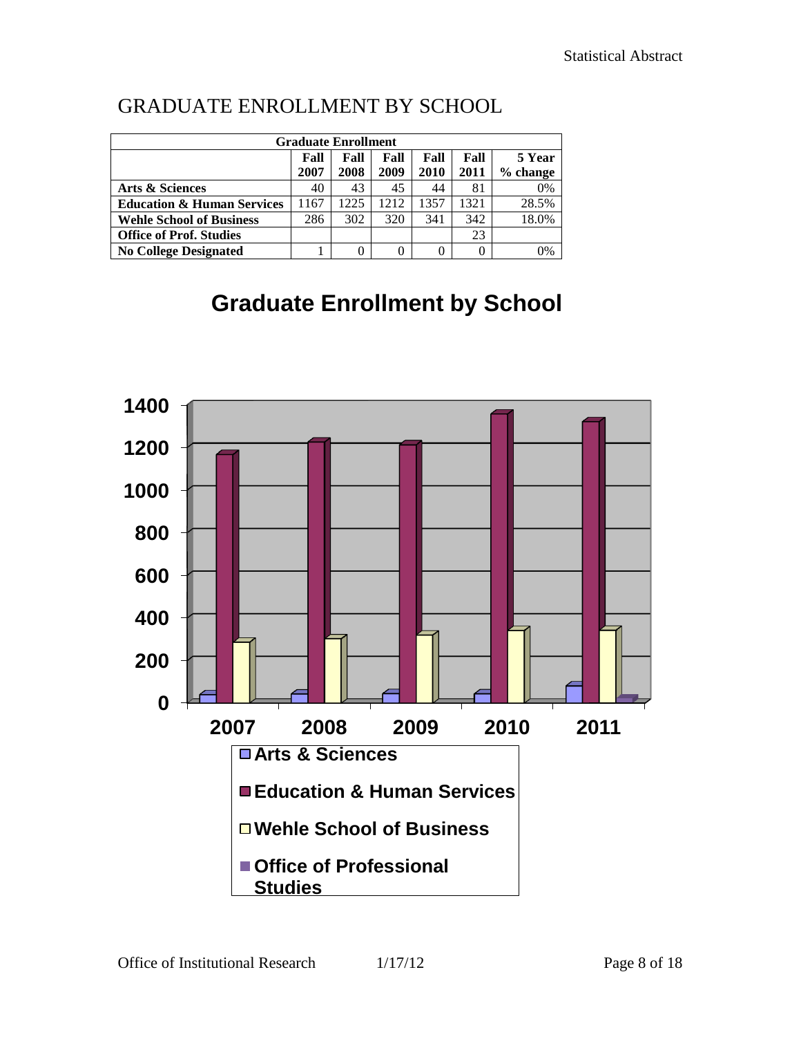# GRADUATE ENROLLMENT BY SCHOOL

| Graduate Enrollment | | | | | | |
|---|---|---|---|---|---|---|
| | Fall 2007 | Fall 2008 | Fall 2009 | Fall 2010 | Fall 2011 | 5 Year % change |
| **Arts & Sciences** | 40 | 43 | 45 | 44 | 81 | 0% |
| **Education & Human Services** | 1167 | 1225 | 1212 | 1357 | 1321 | 28.5% |
| **Wehle School of Business** | 286 | 302 | 320 | 341 | 342 | 18.0% |
| **Office of Prof. Studies** | | | | | 23 | |
| **No College Designated** | 1 | 0 | 0 | 0 | 0 | 0% |

## Graduate Enrollment by School

(Chart: y-axis 0–1400; x-axis 2007, 2008, 2009, 2010, 2011; legend: Arts & Sciences, Education & Human Services, Wehle School of Business, Office of Professional Studies)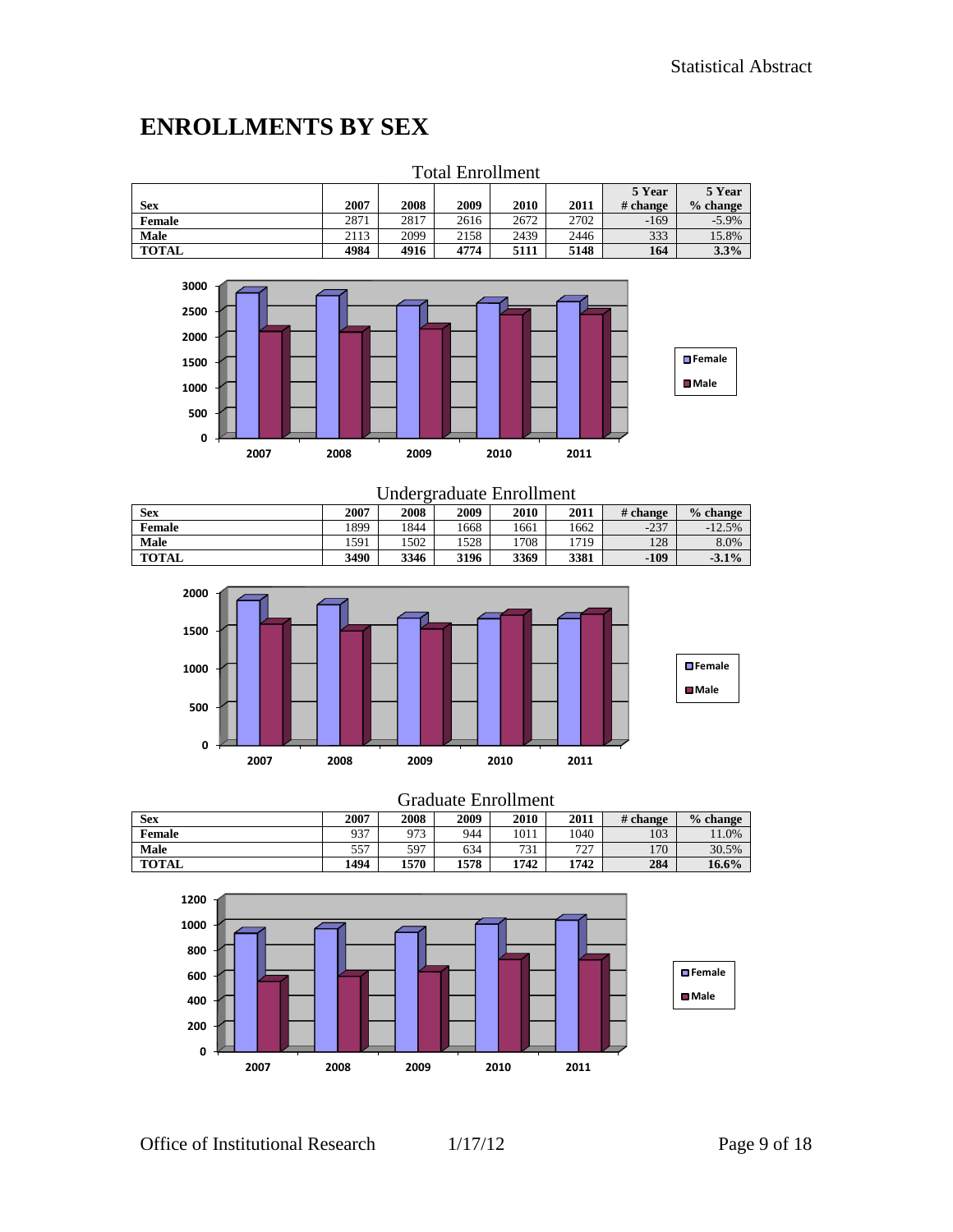# ENROLLMENTS BY SEX

Total Enrollment

| Sex | 2007 | 2008 | 2009 | 2010 | 2011 | 5 Year # change | 5 Year % change |
|---|---|---|---|---|---|---|---|
| Female | 2871 | 2817 | 2616 | 2672 | 2702 | -169 | -5.9% |
| Male | 2113 | 2099 | 2158 | 2439 | 2446 | 333 | 15.8% |
| **TOTAL** | **4984** | **4916** | **4774** | **5111** | **5148** | **164** | **3.3%** |

Undergraduate Enrollment

| Sex | 2007 | 2008 | 2009 | 2010 | 2011 | # change | % change |
|---|---|---|---|---|---|---|---|
| Female | 1899 | 1844 | 1668 | 1661 | 1662 | -237 | -12.5% |
| Male | 1591 | 1502 | 1528 | 1708 | 1719 | 128 | 8.0% |
| **TOTAL** | **3490** | **3346** | **3196** | **3369** | **3381** | **-109** | **-3.1%** |

Graduate Enrollment

| Sex | 2007 | 2008 | 2009 | 2010 | 2011 | # change | % change |
|---|---|---|---|---|---|---|---|
| Female | 937 | 973 | 944 | 1011 | 1040 | 103 | 11.0% |
| Male | 557 | 597 | 634 | 731 | 727 | 170 | 30.5% |
| **TOTAL** | **1494** | **1570** | **1578** | **1742** | **1742** | **284** | **16.6%** |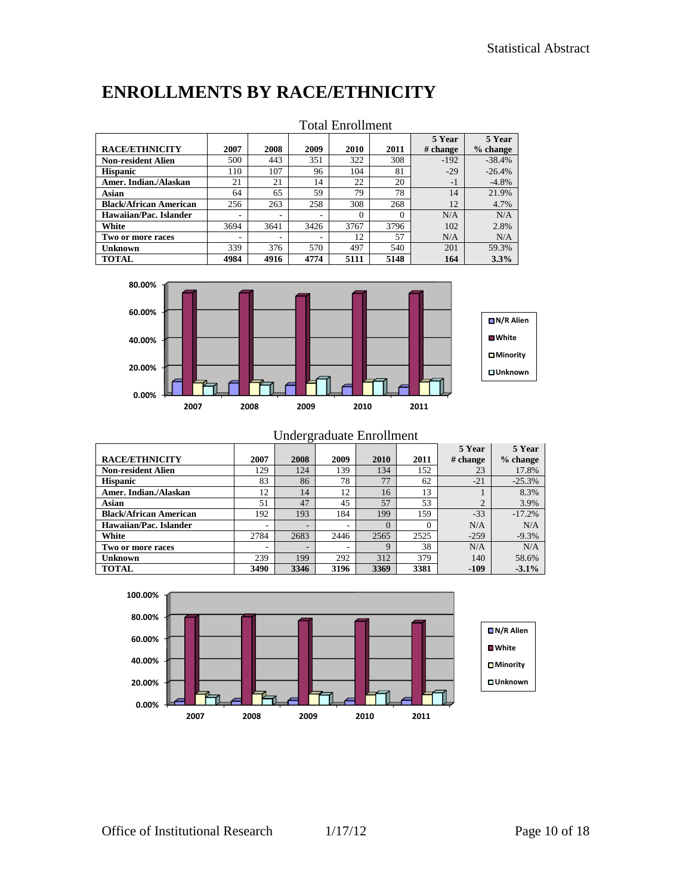# ENROLLMENTS BY RACE/ETHNICITY

Total Enrollment

| RACE/ETHNICITY | 2007 | 2008 | 2009 | 2010 | 2011 | 5 Year # change | 5 Year % change |
|---|---|---|---|---|---|---|---|
| **Non-resident Alien** | 500 | 443 | 351 | 322 | 308 | -192 | -38.4% |
| **Hispanic** | 110 | 107 | 96 | 104 | 81 | -29 | -26.4% |
| **Amer. Indian./Alaskan** | 21 | 21 | 14 | 22 | 20 | -1 | -4.8% |
| **Asian** | 64 | 65 | 59 | 79 | 78 | 14 | 21.9% |
| **Black/African American** | 256 | 263 | 258 | 308 | 268 | 12 | 4.7% |
| **Hawaiian/Pac. Islander** | - | - | - | 0 | 0 | N/A | N/A |
| **White** | 3694 | 3641 | 3426 | 3767 | 3796 | 102 | 2.8% |
| **Two or more races** | - | - | - | 12 | 57 | N/A | N/A |
| **Unknown** | 339 | 376 | 570 | 497 | 540 | 201 | 59.3% |
| **TOTAL** | **4984** | **4916** | **4774** | **5111** | **5148** | **164** | **3.3%** |

Undergraduate Enrollment

| RACE/ETHNICITY | 2007 | 2008 | 2009 | 2010 | 2011 | 5 Year # change | 5 Year % change |
|---|---|---|---|---|---|---|---|
| **Non-resident Alien** | 129 | 124 | 139 | 134 | 152 | 23 | 17.8% |
| **Hispanic** | 83 | 86 | 78 | 77 | 62 | -21 | -25.3% |
| **Amer. Indian./Alaskan** | 12 | 14 | 12 | 16 | 13 | 1 | 8.3% |
| **Asian** | 51 | 47 | 45 | 57 | 53 | 2 | 3.9% |
| **Black/African American** | 192 | 193 | 184 | 199 | 159 | -33 | -17.2% |
| **Hawaiian/Pac. Islander** | - | - | - | 0 | 0 | N/A | N/A |
| **White** | 2784 | 2683 | 2446 | 2565 | 2525 | -259 | -9.3% |
| **Two or more races** | - | - | - | 9 | 38 | N/A | N/A |
| **Unknown** | 239 | 199 | 292 | 312 | 379 | 140 | 58.6% |
| **TOTAL** | **3490** | **3346** | **3196** | **3369** | **3381** | **-109** | **-3.1%** |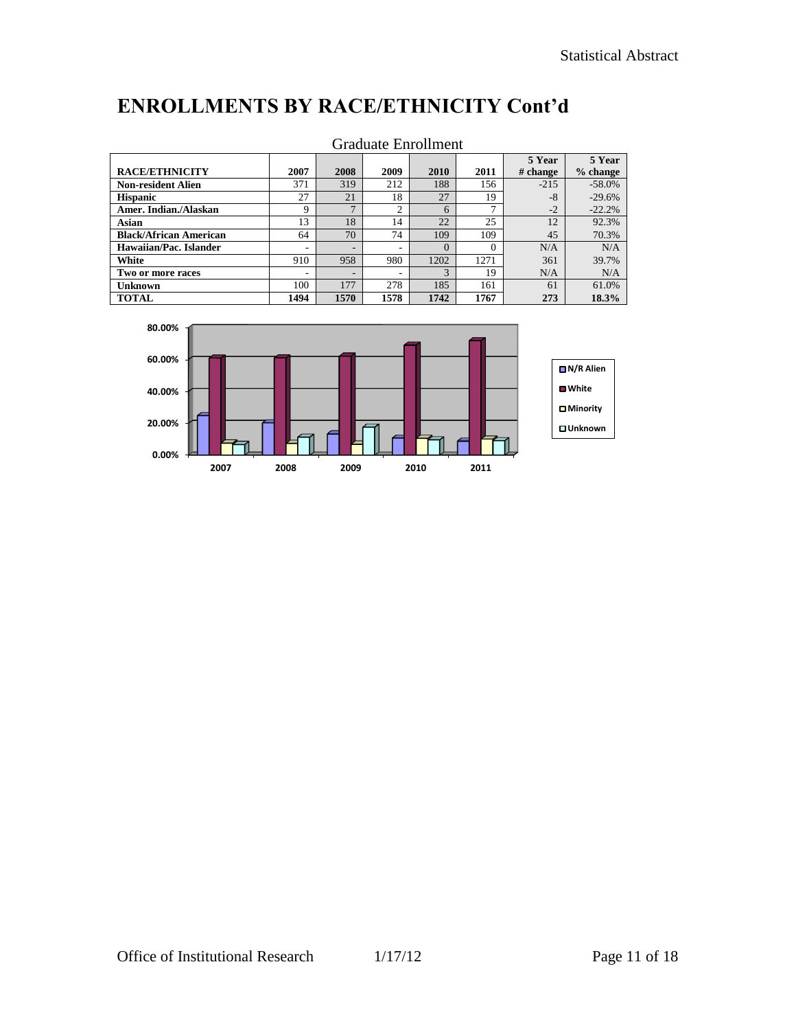# ENROLLMENTS BY RACE/ETHNICITY Cont'd

Graduate Enrollment

| RACE/ETHNICITY | 2007 | 2008 | 2009 | 2010 | 2011 | 5 Year # change | 5 Year % change |
|---|---|---|---|---|---|---|---|
| **Non-resident Alien** | 371 | 319 | 212 | 188 | 156 | -215 | -58.0% |
| **Hispanic** | 27 | 21 | 18 | 27 | 19 | -8 | -29.6% |
| **Amer. Indian./Alaskan** | 9 | 7 | 2 | 6 | 7 | -2 | -22.2% |
| **Asian** | 13 | 18 | 14 | 22 | 25 | 12 | 92.3% |
| **Black/African American** | 64 | 70 | 74 | 109 | 109 | 45 | 70.3% |
| **Hawaiian/Pac. Islander** | - | - | - | 0 | 0 | N/A | N/A |
| **White** | 910 | 958 | 980 | 1202 | 1271 | 361 | 39.7% |
| **Two or more races** | - | - | - | 3 | 19 | N/A | N/A |
| **Unknown** | 100 | 177 | 278 | 185 | 161 | 61 | 61.0% |
| **TOTAL** | **1494** | **1570** | **1578** | **1742** | **1767** | **273** | **18.3%** |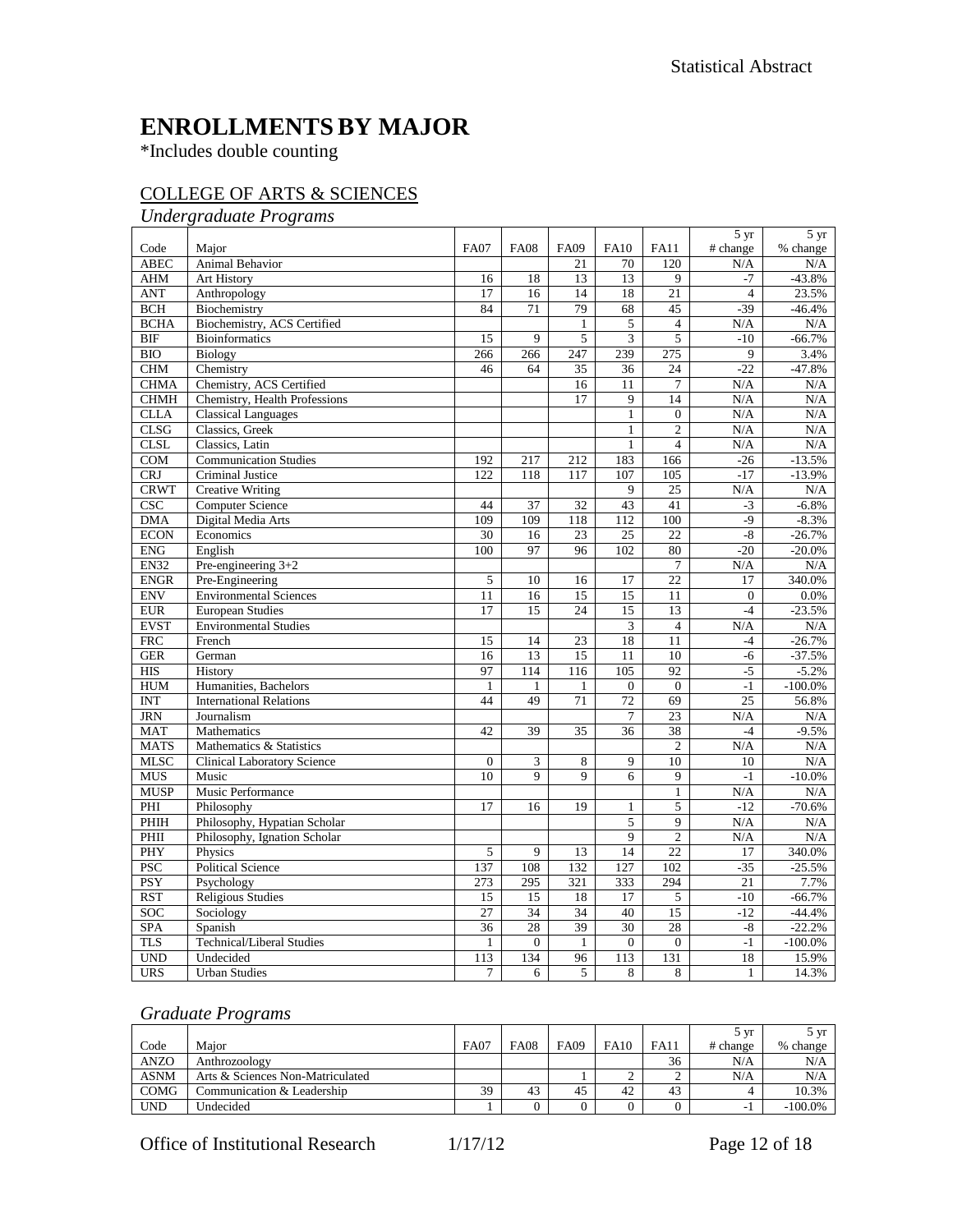// Document · page 12 of 18

# ENROLLMENTS BY MAJOR

*Includes double counting

## COLLEGE OF ARTS & SCIENCES

### *Undergraduate Programs*

| Code | Major | FA07 | FA08 | FA09 | FA10 | FA11 | 5 yr # change | 5 yr % change |
|---|---|---|---|---|---|---|---|---|
| ABEC | Animal Behavior | | | 21 | 70 | 120 | N/A | N/A |
| AHM | Art History | 16 | 18 | 13 | 13 | 9 | -7 | -43.8% |
| ANT | Anthropology | 17 | 16 | 14 | 18 | 21 | 4 | 23.5% |
| BCH | Biochemistry | 84 | 71 | 79 | 68 | 45 | -39 | -46.4% |
| BCHA | Biochemistry, ACS Certified | | | 1 | 5 | 4 | N/A | N/A |
| BIF | Bioinformatics | 15 | 9 | 5 | 3 | 5 | -10 | -66.7% |
| BIO | Biology | 266 | 266 | 247 | 239 | 275 | 9 | 3.4% |
| CHM | Chemistry | 46 | 64 | 35 | 36 | 24 | -22 | -47.8% |
| CHMA | Chemistry, ACS Certified | | | 16 | 11 | 7 | N/A | N/A |
| CHMH | Chemistry, Health Professions | | | 17 | 9 | 14 | N/A | N/A |
| CLLA | Classical Languages | | | | 1 | 0 | N/A | N/A |
| CLSG | Classics, Greek | | | | 1 | 2 | N/A | N/A |
| CLSL | Classics, Latin | | | | 1 | 4 | N/A | N/A |
| COM | Communication Studies | 192 | 217 | 212 | 183 | 166 | -26 | -13.5% |
| CRJ | Criminal Justice | 122 | 118 | 117 | 107 | 105 | -17 | -13.9% |
| CRWT | Creative Writing | | | | 9 | 25 | N/A | N/A |
| CSC | Computer Science | 44 | 37 | 32 | 43 | 41 | -3 | -6.8% |
| DMA | Digital Media Arts | 109 | 109 | 118 | 112 | 100 | -9 | -8.3% |
| ECON | Economics | 30 | 16 | 23 | 25 | 22 | -8 | -26.7% |
| ENG | English | 100 | 97 | 96 | 102 | 80 | -20 | -20.0% |
| EN32 | Pre-engineering 3+2 | | | | | 7 | N/A | N/A |
| ENGR | Pre-Engineering | 5 | 10 | 16 | 17 | 22 | 17 | 340.0% |
| ENV | Environmental Sciences | 11 | 16 | 15 | 15 | 11 | 0 | 0.0% |
| EUR | European Studies | 17 | 15 | 24 | 15 | 13 | -4 | -23.5% |
| EVST | Environmental Studies | | | | 3 | 4 | N/A | N/A |
| FRC | French | 15 | 14 | 23 | 18 | 11 | -4 | -26.7% |
| GER | German | 16 | 13 | 15 | 11 | 10 | -6 | -37.5% |
| HIS | History | 97 | 114 | 116 | 105 | 92 | -5 | -5.2% |
| HUM | Humanities, Bachelors | 1 | 1 | 1 | 0 | 0 | -1 | -100.0% |
| INT | International Relations | 44 | 49 | 71 | 72 | 69 | 25 | 56.8% |
| JRN | Journalism | | | | 7 | 23 | N/A | N/A |
| MAT | Mathematics | 42 | 39 | 35 | 36 | 38 | -4 | -9.5% |
| MATS | Mathematics & Statistics | | | | | 2 | N/A | N/A |
| MLSC | Clinical Laboratory Science | 0 | 3 | 8 | 9 | 10 | 10 | N/A |
| MUS | Music | 10 | 9 | 9 | 6 | 9 | -1 | -10.0% |
| MUSP | Music Performance | | | | | 1 | N/A | N/A |
| PHI | Philosophy | 17 | 16 | 19 | 1 | 5 | -12 | -70.6% |
| PHIH | Philosophy, Hypatian Scholar | | | | 5 | 9 | N/A | N/A |
| PHII | Philosophy, Ignation Scholar | | | | 9 | 2 | N/A | N/A |
| PHY | Physics | 5 | 9 | 13 | 14 | 22 | 17 | 340.0% |
| PSC | Political Science | 137 | 108 | 132 | 127 | 102 | -35 | -25.5% |
| PSY | Psychology | 273 | 295 | 321 | 333 | 294 | 21 | 7.7% |
| RST | Religious Studies | 15 | 15 | 18 | 17 | 5 | -10 | -66.7% |
| SOC | Sociology | 27 | 34 | 34 | 40 | 15 | -12 | -44.4% |
| SPA | Spanish | 36 | 28 | 39 | 30 | 28 | -8 | -22.2% |
| TLS | Technical/Liberal Studies | 1 | 0 | 1 | 0 | 0 | -1 | -100.0% |
| UND | Undecided | 113 | 134 | 96 | 113 | 131 | 18 | 15.9% |
| URS | Urban Studies | 7 | 6 | 5 | 8 | 8 | 1 | 14.3% |

### *Graduate Programs*

| Code | Major | FA07 | FA08 | FA09 | FA10 | FA11 | 5 yr # change | 5 yr % change |
|---|---|---|---|---|---|---|---|---|
| ANZO | Anthrozoology | | | | | 36 | N/A | N/A |
| ASNM | Arts & Sciences Non-Matriculated | | | 1 | 2 | 2 | N/A | N/A |
| COMG | Communication & Leadership | 39 | 43 | 45 | 42 | 43 | 4 | 10.3% |
| UND | Undecided | 1 | 0 | 0 | 0 | 0 | -1 | -100.0% |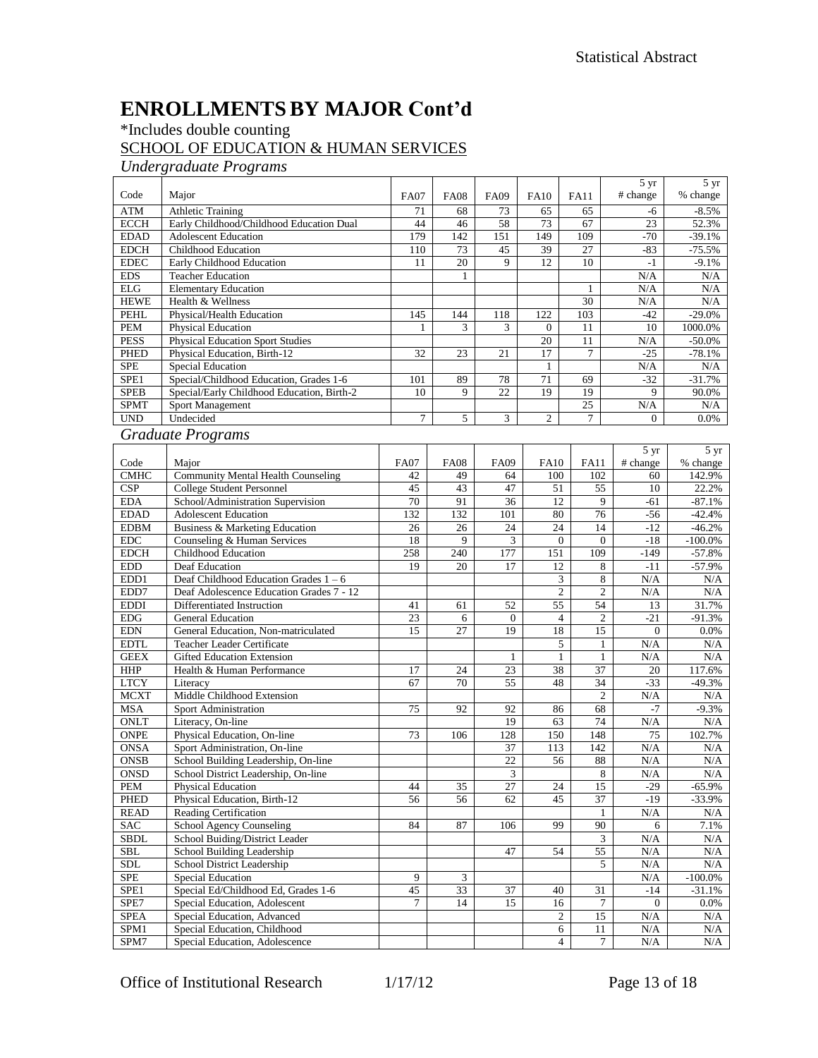# ENROLLMENTS BY MAJOR Cont'd

*Includes double counting

SCHOOL OF EDUCATION & HUMAN SERVICES

*Undergraduate Programs*

| Code | Major | FA07 | FA08 | FA09 | FA10 | FA11 | 5 yr # change | 5 yr % change |
|---|---|---|---|---|---|---|---|---|
| ATM | Athletic Training | 71 | 68 | 73 | 65 | 65 | -6 | -8.5% |
| ECCH | Early Childhood/Childhood Education Dual | 44 | 46 | 58 | 73 | 67 | 23 | 52.3% |
| EDAD | Adolescent Education | 179 | 142 | 151 | 149 | 109 | -70 | -39.1% |
| EDCH | Childhood Education | 110 | 73 | 45 | 39 | 27 | -83 | -75.5% |
| EDEC | Early Childhood Education | 11 | 20 | 9 | 12 | 10 | -1 | -9.1% |
| EDS | Teacher Education | | 1 | | | | N/A | N/A |
| ELG | Elementary Education | | | | | 1 | N/A | N/A |
| HEWE | Health & Wellness | | | | | 30 | N/A | N/A |
| PEHL | Physical/Health Education | 145 | 144 | 118 | 122 | 103 | -42 | -29.0% |
| PEM | Physical Education | 1 | 3 | 3 | 0 | 11 | 10 | 1000.0% |
| PESS | Physical Education Sport Studies | | | | 20 | 11 | N/A | -50.0% |
| PHED | Physical Education, Birth-12 | 32 | 23 | 21 | 17 | 7 | -25 | -78.1% |
| SPE | Special Education | | | | 1 | | N/A | N/A |
| SPE1 | Special/Childhood Education, Grades 1-6 | 101 | 89 | 78 | 71 | 69 | -32 | -31.7% |
| SPEB | Special/Early Childhood Education, Birth-2 | 10 | 9 | 22 | 19 | 19 | 9 | 90.0% |
| SPMT | Sport Management | | | | | 25 | N/A | N/A |
| UND | Undecided | 7 | 5 | 3 | 2 | 7 | 0 | 0.0% |

*Graduate Programs*

| Code | Major | FA07 | FA08 | FA09 | FA10 | FA11 | 5 yr # change | 5 yr % change |
|---|---|---|---|---|---|---|---|---|
| CMHC | Community Mental Health Counseling | 42 | 49 | 64 | 100 | 102 | 60 | 142.9% |
| CSP | College Student Personnel | 45 | 43 | 47 | 51 | 55 | 10 | 22.2% |
| EDA | School/Administration Supervision | 70 | 91 | 36 | 12 | 9 | -61 | -87.1% |
| EDAD | Adolescent Education | 132 | 132 | 101 | 80 | 76 | -56 | -42.4% |
| EDBM | Business & Marketing Education | 26 | 26 | 24 | 24 | 14 | -12 | -46.2% |
| EDC | Counseling & Human Services | 18 | 9 | 3 | 0 | 0 | -18 | -100.0% |
| EDCH | Childhood Education | 258 | 240 | 177 | 151 | 109 | -149 | -57.8% |
| EDD | Deaf Education | 19 | 20 | 17 | 12 | 8 | -11 | -57.9% |
| EDD1 | Deaf Childhood Education Grades 1 – 6 | | | | 3 | 8 | N/A | N/A |
| EDD7 | Deaf Adolescence Education Grades 7 - 12 | | | | 2 | 2 | N/A | N/A |
| EDDI | Differentiated Instruction | 41 | 61 | 52 | 55 | 54 | 13 | 31.7% |
| EDG | General Education | 23 | 6 | 0 | 4 | 2 | -21 | -91.3% |
| EDN | General Education, Non-matriculated | 15 | 27 | 19 | 18 | 15 | 0 | 0.0% |
| EDTL | Teacher Leader Certificate | | | | 5 | 1 | N/A | N/A |
| GEEX | Gifted Education Extension | | | 1 | 1 | 1 | N/A | N/A |
| HHP | Health & Human Performance | 17 | 24 | 23 | 38 | 37 | 20 | 117.6% |
| LTCY | Literacy | 67 | 70 | 55 | 48 | 34 | -33 | -49.3% |
| MCXT | Middle Childhood Extension | | | | | 2 | N/A | N/A |
| MSA | Sport Administration | 75 | 92 | 92 | 86 | 68 | -7 | -9.3% |
| ONLT | Literacy, On-line | | | 19 | 63 | 74 | N/A | N/A |
| ONPE | Physical Education, On-line | 73 | 106 | 128 | 150 | 148 | 75 | 102.7% |
| ONSA | Sport Administration, On-line | | | 37 | 113 | 142 | N/A | N/A |
| ONSB | School Building Leadership, On-line | | | 22 | 56 | 88 | N/A | N/A |
| ONSD | School District Leadership, On-line | | | 3 | | 8 | N/A | N/A |
| PEM | Physical Education | 44 | 35 | 27 | 24 | 15 | -29 | -65.9% |
| PHED | Physical Education, Birth-12 | 56 | 56 | 62 | 45 | 37 | -19 | -33.9% |
| READ | Reading Certification | | | | | 1 | N/A | N/A |
| SAC | School Agency Counseling | 84 | 87 | 106 | 99 | 90 | 6 | 7.1% |
| SBDL | School Buiding/District Leader | | | | | 3 | N/A | N/A |
| SBL | School Building Leadership | | | 47 | 54 | 55 | N/A | N/A |
| SDL | School District Leadership | | | | | 5 | N/A | N/A |
| SPE | Special Education | 9 | 3 | | | | N/A | -100.0% |
| SPE1 | Special Ed/Childhood Ed, Grades 1-6 | 45 | 33 | 37 | 40 | 31 | -14 | -31.1% |
| SPE7 | Special Education, Adolescent | 7 | 14 | 15 | 16 | 7 | 0 | 0.0% |
| SPEA | Special Education, Advanced | | | | 2 | 15 | N/A | N/A |
| SPM1 | Special Education, Childhood | | | | 6 | 11 | N/A | N/A |
| SPM7 | Special Education, Adolescence | | | | 4 | 7 | N/A | N/A |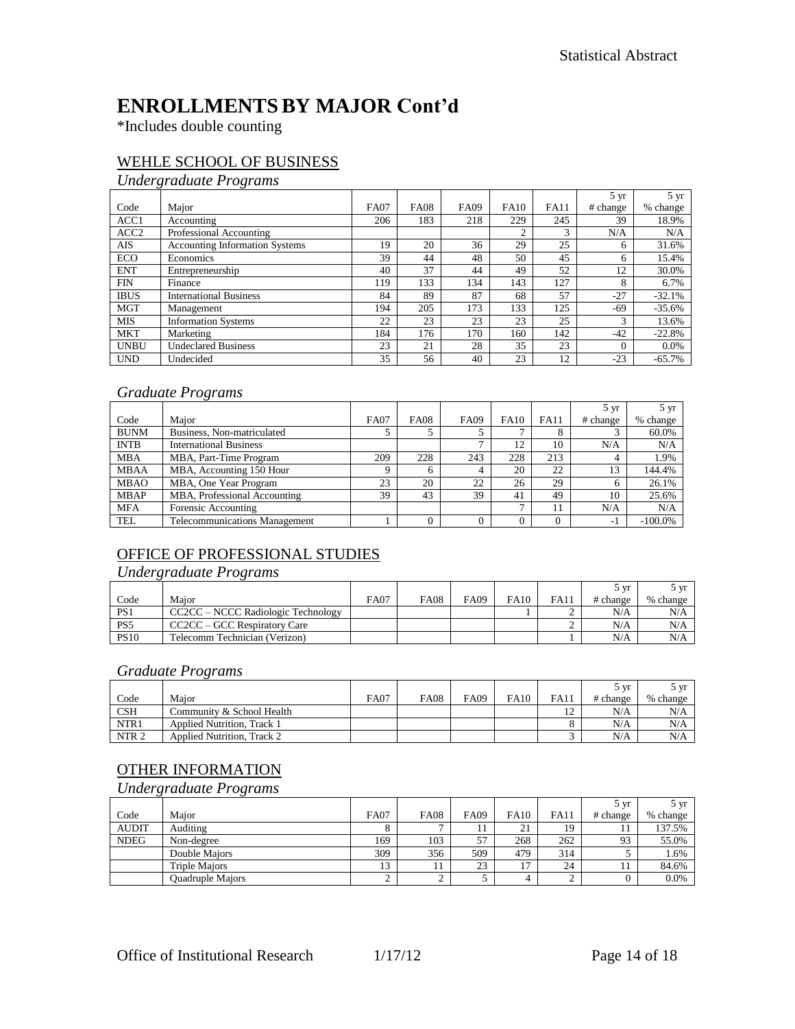# ENROLLMENTS BY MAJOR Cont'd

*Includes double counting

## WEHLE SCHOOL OF BUSINESS

### *Undergraduate Programs*

| Code | Major | FA07 | FA08 | FA09 | FA10 | FA11 | 5 yr # change | 5 yr % change |
|---|---|---|---|---|---|---|---|---|
| ACC1 | Accounting | 206 | 183 | 218 | 229 | 245 | 39 | 18.9% |
| ACC2 | Professional Accounting | | | | 2 | 3 | N/A | N/A |
| AIS | Accounting Information Systems | 19 | 20 | 36 | 29 | 25 | 6 | 31.6% |
| ECO | Economics | 39 | 44 | 48 | 50 | 45 | 6 | 15.4% |
| ENT | Entrepreneurship | 40 | 37 | 44 | 49 | 52 | 12 | 30.0% |
| FIN | Finance | 119 | 133 | 134 | 143 | 127 | 8 | 6.7% |
| IBUS | International Business | 84 | 89 | 87 | 68 | 57 | -27 | -32.1% |
| MGT | Management | 194 | 205 | 173 | 133 | 125 | -69 | -35.6% |
| MIS | Information Systems | 22 | 23 | 23 | 23 | 25 | 3 | 13.6% |
| MKT | Marketing | 184 | 176 | 170 | 160 | 142 | -42 | -22.8% |
| UNBU | Undeclared Business | 23 | 21 | 28 | 35 | 23 | 0 | 0.0% |
| UND | Undecided | 35 | 56 | 40 | 23 | 12 | -23 | -65.7% |

### *Graduate Programs*

| Code | Major | FA07 | FA08 | FA09 | FA10 | FA11 | 5 yr # change | 5 yr % change |
|---|---|---|---|---|---|---|---|---|
| BUNM | Business, Non-matriculated | 5 | 5 | 5 | 7 | 8 | 3 | 60.0% |
| INTB | International Business | | | 7 | 12 | 10 | N/A | N/A |
| MBA | MBA, Part-Time Program | 209 | 228 | 243 | 228 | 213 | 4 | 1.9% |
| MBAA | MBA, Accounting 150 Hour | 9 | 6 | 4 | 20 | 22 | 13 | 144.4% |
| MBAO | MBA, One Year Program | 23 | 20 | 22 | 26 | 29 | 6 | 26.1% |
| MBAP | MBA, Professional Accounting | 39 | 43 | 39 | 41 | 49 | 10 | 25.6% |
| MFA | Forensic Accounting | | | | 7 | 11 | N/A | N/A |
| TEL | Telecommunications Management | 1 | 0 | 0 | 0 | 0 | -1 | -100.0% |

## OFFICE OF PROFESSIONAL STUDIES

### *Undergraduate Programs*

| Code | Major | FA07 | FA08 | FA09 | FA10 | FA11 | 5 yr # change | 5 yr % change |
|---|---|---|---|---|---|---|---|---|
| PS1 | CC2CC – NCCC Radiologic Technology | | | | 1 | 2 | N/A | N/A |
| PS5 | CC2CC – GCC Respiratory Care | | | | | 2 | N/A | N/A |
| PS10 | Telecomm Technician (Verizon) | | | | | 1 | N/A | N/A |

### *Graduate Programs*

| Code | Major | FA07 | FA08 | FA09 | FA10 | FA11 | 5 yr # change | 5 yr % change |
|---|---|---|---|---|---|---|---|---|
| CSH | Community & School Health | | | | | 12 | N/A | N/A |
| NTR1 | Applied Nutrition, Track 1 | | | | | 8 | N/A | N/A |
| NTR 2 | Applied Nutrition, Track 2 | | | | | 3 | N/A | N/A |

## OTHER INFORMATION

### *Undergraduate Programs*

| Code | Major | FA07 | FA08 | FA09 | FA10 | FA11 | 5 yr # change | 5 yr % change |
|---|---|---|---|---|---|---|---|---|
| AUDIT | Auditing | 8 | 7 | 11 | 21 | 19 | 11 | 137.5% |
| NDEG | Non-degree | 169 | 103 | 57 | 268 | 262 | 93 | 55.0% |
| | Double Majors | 309 | 356 | 509 | 479 | 314 | 5 | 1.6% |
| | Triple Majors | 13 | 11 | 23 | 17 | 24 | 11 | 84.6% |
| | Quadruple Majors | 2 | 2 | 5 | 4 | 2 | 0 | 0.0% |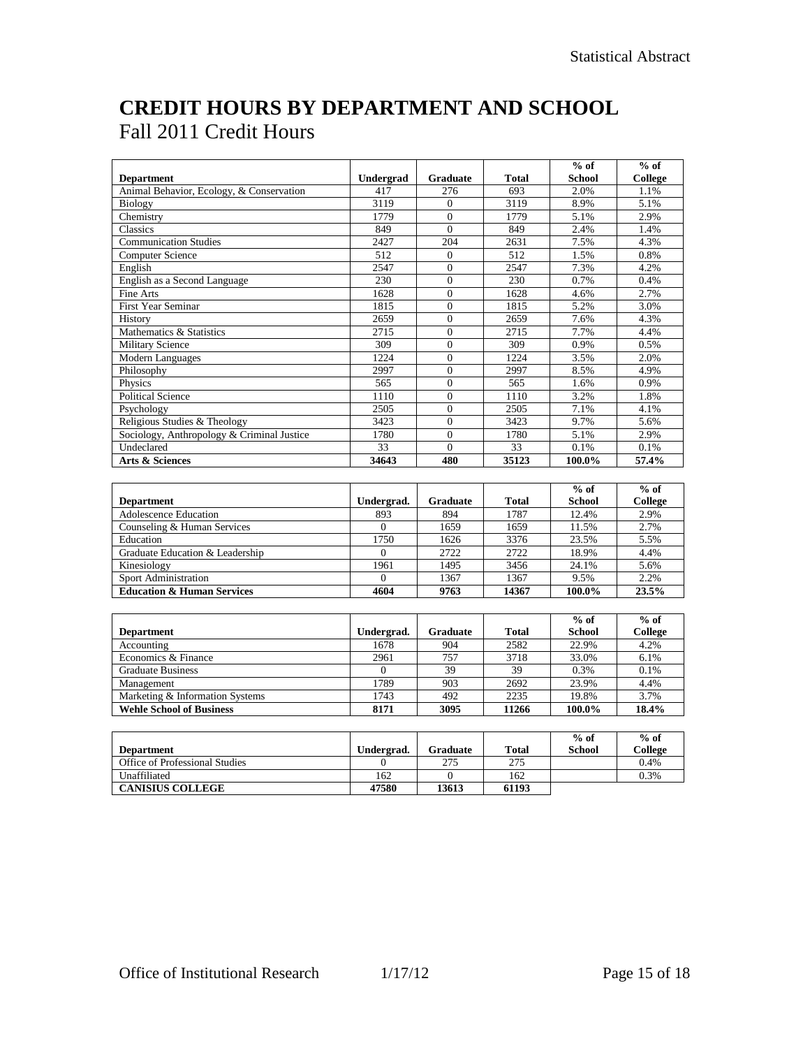# CREDIT HOURS BY DEPARTMENT AND SCHOOL

## Fall 2011 Credit Hours

| Department | Undergrad | Graduate | Total | % of School | % of College |
|---|---|---|---|---|---|
| Animal Behavior, Ecology, & Conservation | 417 | 276 | 693 | 2.0% | 1.1% |
| Biology | 3119 | 0 | 3119 | 8.9% | 5.1% |
| Chemistry | 1779 | 0 | 1779 | 5.1% | 2.9% |
| Classics | 849 | 0 | 849 | 2.4% | 1.4% |
| Communication Studies | 2427 | 204 | 2631 | 7.5% | 4.3% |
| Computer Science | 512 | 0 | 512 | 1.5% | 0.8% |
| English | 2547 | 0 | 2547 | 7.3% | 4.2% |
| English as a Second Language | 230 | 0 | 230 | 0.7% | 0.4% |
| Fine Arts | 1628 | 0 | 1628 | 4.6% | 2.7% |
| First Year Seminar | 1815 | 0 | 1815 | 5.2% | 3.0% |
| History | 2659 | 0 | 2659 | 7.6% | 4.3% |
| Mathematics & Statistics | 2715 | 0 | 2715 | 7.7% | 4.4% |
| Military Science | 309 | 0 | 309 | 0.9% | 0.5% |
| Modern Languages | 1224 | 0 | 1224 | 3.5% | 2.0% |
| Philosophy | 2997 | 0 | 2997 | 8.5% | 4.9% |
| Physics | 565 | 0 | 565 | 1.6% | 0.9% |
| Political Science | 1110 | 0 | 1110 | 3.2% | 1.8% |
| Psychology | 2505 | 0 | 2505 | 7.1% | 4.1% |
| Religious Studies & Theology | 3423 | 0 | 3423 | 9.7% | 5.6% |
| Sociology, Anthropology & Criminal Justice | 1780 | 0 | 1780 | 5.1% | 2.9% |
| Undeclared | 33 | 0 | 33 | 0.1% | 0.1% |
| **Arts & Sciences** | **34643** | **480** | **35123** | **100.0%** | **57.4%** |

| Department | Undergrad. | Graduate | Total | % of School | % of College |
|---|---|---|---|---|---|
| Adolescence Education | 893 | 894 | 1787 | 12.4% | 2.9% |
| Counseling & Human Services | 0 | 1659 | 1659 | 11.5% | 2.7% |
| Education | 1750 | 1626 | 3376 | 23.5% | 5.5% |
| Graduate Education & Leadership | 0 | 2722 | 2722 | 18.9% | 4.4% |
| Kinesiology | 1961 | 1495 | 3456 | 24.1% | 5.6% |
| Sport Administration | 0 | 1367 | 1367 | 9.5% | 2.2% |
| **Education & Human Services** | **4604** | **9763** | **14367** | **100.0%** | **23.5%** |

| Department | Undergrad. | Graduate | Total | % of School | % of College |
|---|---|---|---|---|---|
| Accounting | 1678 | 904 | 2582 | 22.9% | 4.2% |
| Economics & Finance | 2961 | 757 | 3718 | 33.0% | 6.1% |
| Graduate Business | 0 | 39 | 39 | 0.3% | 0.1% |
| Management | 1789 | 903 | 2692 | 23.9% | 4.4% |
| Marketing & Information Systems | 1743 | 492 | 2235 | 19.8% | 3.7% |
| **Wehle School of Business** | **8171** | **3095** | **11266** | **100.0%** | **18.4%** |

| Department | Undergrad. | Graduate | Total | % of School | % of College |
|---|---|---|---|---|---|
| Office of Professional Studies | 0 | 275 | 275 | | 0.4% |
| Unaffiliated | 162 | 0 | 162 | | 0.3% |
| **CANISIUS COLLEGE** | **47580** | **13613** | **61193** | | |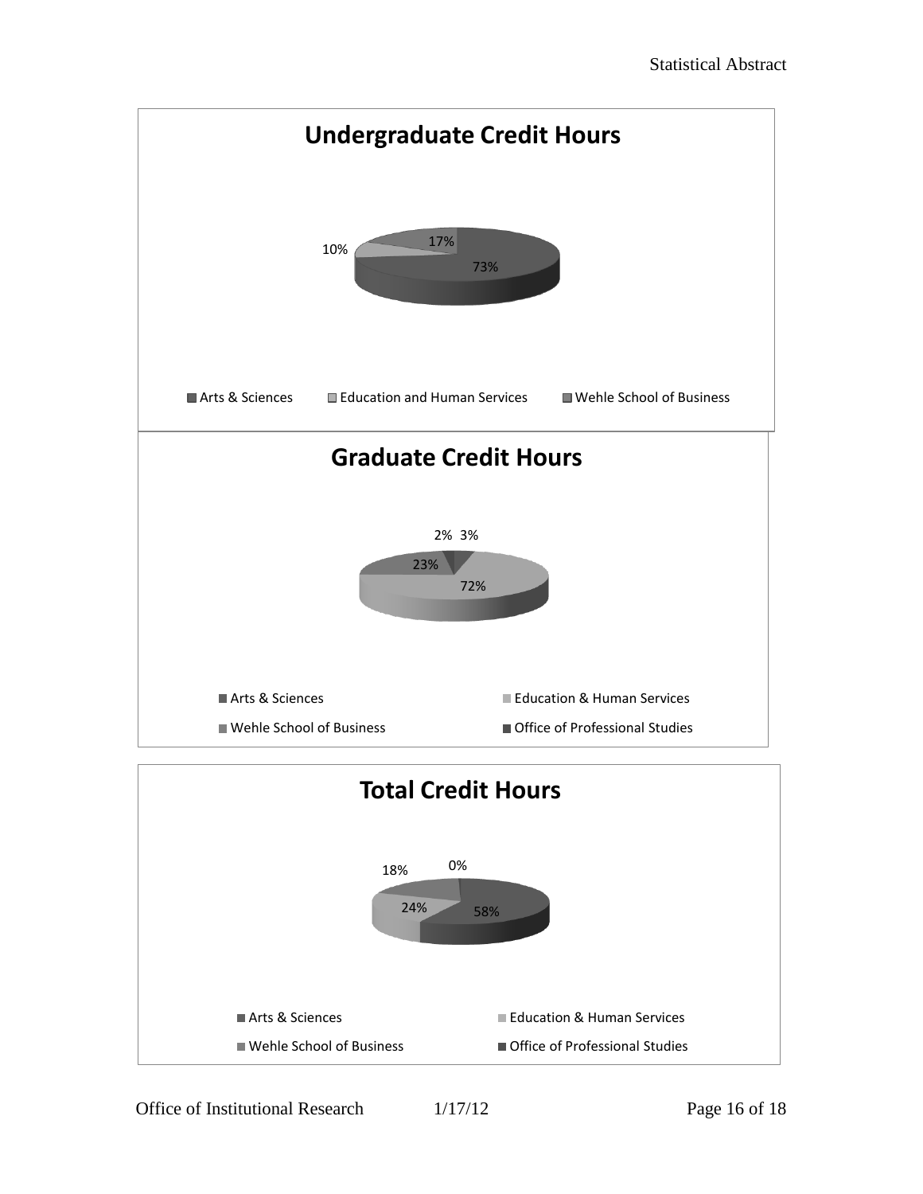## Undergraduate Credit Hours

10%

17%

73%

Arts & Sciences | Education and Human Services | Wehle School of Business

## Graduate Credit Hours

2% 3%

23%

72%

Arts & Sciences | Education & Human Services | Wehle School of Business | Office of Professional Studies

## Total Credit Hours

18%

0%

24%

58%

Arts & Sciences | Education & Human Services | Wehle School of Business | Office of Professional Studies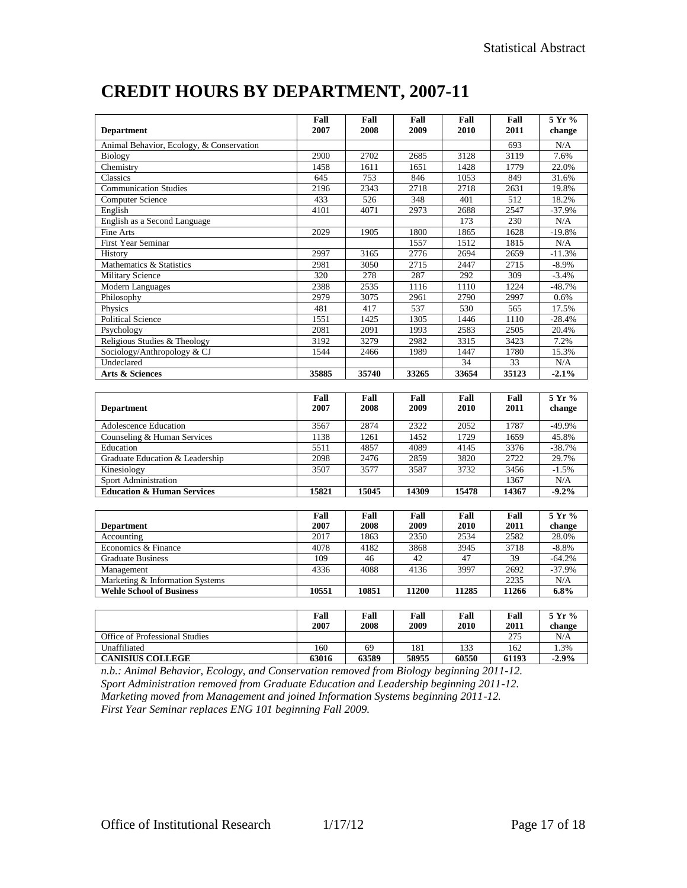# CREDIT HOURS BY DEPARTMENT, 2007-11

| Department | Fall 2007 | Fall 2008 | Fall 2009 | Fall 2010 | Fall 2011 | 5 Yr % change |
|---|---|---|---|---|---|---|
| Animal Behavior, Ecology, & Conservation | | | | | 693 | N/A |
| Biology | 2900 | 2702 | 2685 | 3128 | 3119 | 7.6% |
| Chemistry | 1458 | 1611 | 1651 | 1428 | 1779 | 22.0% |
| Classics | 645 | 753 | 846 | 1053 | 849 | 31.6% |
| Communication Studies | 2196 | 2343 | 2718 | 2718 | 2631 | 19.8% |
| Computer Science | 433 | 526 | 348 | 401 | 512 | 18.2% |
| English | 4101 | 4071 | 2973 | 2688 | 2547 | -37.9% |
| English as a Second Language | | | | 173 | 230 | N/A |
| Fine Arts | 2029 | 1905 | 1800 | 1865 | 1628 | -19.8% |
| First Year Seminar | | | 1557 | 1512 | 1815 | N/A |
| History | 2997 | 3165 | 2776 | 2694 | 2659 | -11.3% |
| Mathematics & Statistics | 2981 | 3050 | 2715 | 2447 | 2715 | -8.9% |
| Military Science | 320 | 278 | 287 | 292 | 309 | -3.4% |
| Modern Languages | 2388 | 2535 | 1116 | 1110 | 1224 | -48.7% |
| Philosophy | 2979 | 3075 | 2961 | 2790 | 2997 | 0.6% |
| Physics | 481 | 417 | 537 | 530 | 565 | 17.5% |
| Political Science | 1551 | 1425 | 1305 | 1446 | 1110 | -28.4% |
| Psychology | 2081 | 2091 | 1993 | 2583 | 2505 | 20.4% |
| Religious Studies & Theology | 3192 | 3279 | 2982 | 3315 | 3423 | 7.2% |
| Sociology/Anthropology & CJ | 1544 | 2466 | 1989 | 1447 | 1780 | 15.3% |
| Undeclared | | | | 34 | 33 | N/A |
| **Arts & Sciences** | **35885** | **35740** | **33265** | **33654** | **35123** | **-2.1%** |

| Department | Fall 2007 | Fall 2008 | Fall 2009 | Fall 2010 | Fall 2011 | 5 Yr % change |
|---|---|---|---|---|---|---|
| Adolescence Education | 3567 | 2874 | 2322 | 2052 | 1787 | -49.9% |
| Counseling & Human Services | 1138 | 1261 | 1452 | 1729 | 1659 | 45.8% |
| Education | 5511 | 4857 | 4089 | 4145 | 3376 | -38.7% |
| Graduate Education & Leadership | 2098 | 2476 | 2859 | 3820 | 2722 | 29.7% |
| Kinesiology | 3507 | 3577 | 3587 | 3732 | 3456 | -1.5% |
| Sport Administration | | | | | 1367 | N/A |
| **Education & Human Services** | **15821** | **15045** | **14309** | **15478** | **14367** | **-9.2%** |

| Department | Fall 2007 | Fall 2008 | Fall 2009 | Fall 2010 | Fall 2011 | 5 Yr % change |
|---|---|---|---|---|---|---|
| Accounting | 2017 | 1863 | 2350 | 2534 | 2582 | 28.0% |
| Economics & Finance | 4078 | 4182 | 3868 | 3945 | 3718 | -8.8% |
| Graduate Business | 109 | 46 | 42 | 47 | 39 | -64.2% |
| Management | 4336 | 4088 | 4136 | 3997 | 2692 | -37.9% |
| Marketing & Information Systems | | | | | 2235 | N/A |
| **Wehle School of Business** | **10551** | **10851** | **11200** | **11285** | **11266** | **6.8%** |

| | Fall 2007 | Fall 2008 | Fall 2009 | Fall 2010 | Fall 2011 | 5 Yr % change |
|---|---|---|---|---|---|---|
| Office of Professional Studies | | | | | 275 | N/A |
| Unaffiliated | 160 | 69 | 181 | 133 | 162 | 1.3% |
| **CANISIUS COLLEGE** | **63016** | **63589** | **58955** | **60550** | **61193** | **-2.9%** |

*n.b.: Animal Behavior, Ecology, and Conservation removed from Biology beginning 2011-12.*
*Sport Administration removed from Graduate Education and Leadership beginning 2011-12.*
*Marketing moved from Management and joined Information Systems beginning 2011-12.*
*First Year Seminar replaces ENG 101 beginning Fall 2009.*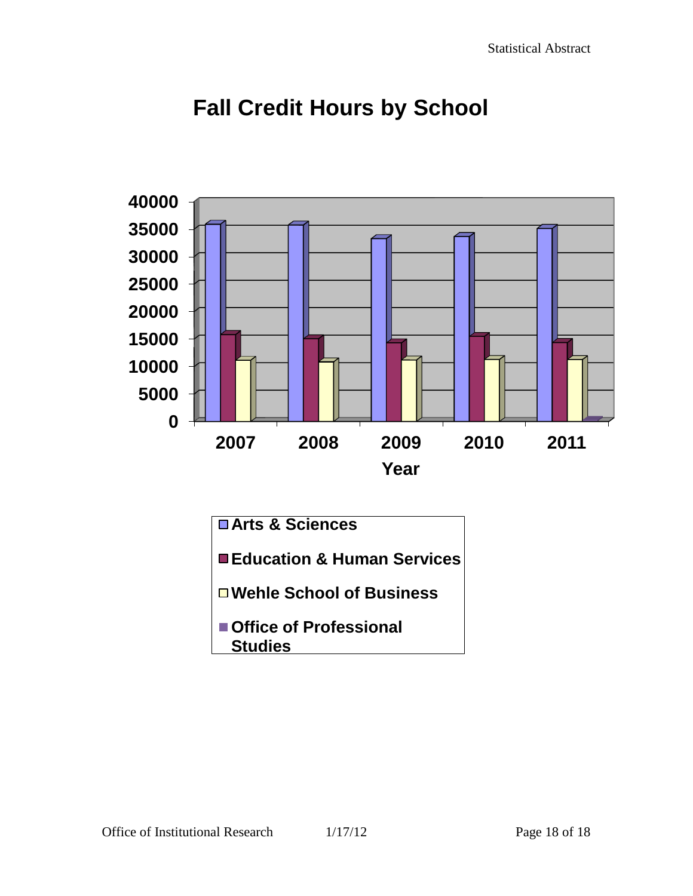# Fall Credit Hours by School

40000
35000
30000
25000
20000
15000
10000
5000
0

2007
2008
2009
2010
2011

Year

Ars & Sciences

Education & Human Services

Wehle School of Business

Office of Professional Studies

# Fall Credit Hours by School

40000
35000
30000
25000
20000
15000
10000
5000
0

2007
2008
2009
2010
2011

Year

Arts & Sciences

Education & Human Services

Wehle School of Business

Office of Professional Studies